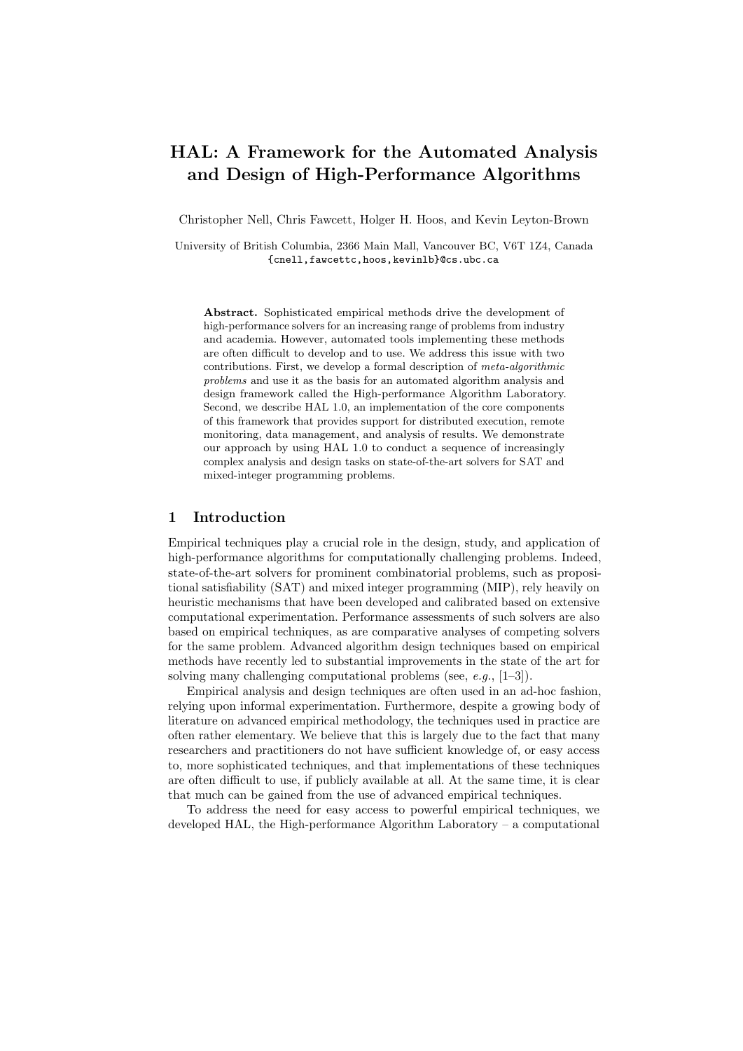# HAL: A Framework for the Automated Analysis and Design of High-Performance Algorithms

Christopher Nell, Chris Fawcett, Holger H. Hoos, and Kevin Leyton-Brown

University of British Columbia, 2366 Main Mall, Vancouver BC, V6T 1Z4, Canada
{cnell,fawcettc,hoos,kevinlb}@cs.ubc.ca

**Abstract.** Sophisticated empirical methods drive the development of high-performance solvers for an increasing range of problems from industry and academia. However, automated tools implementing these methods are often difficult to develop and to use. We address this issue with two contributions. First, we develop a formal description of *meta-algorithmic problems* and use it as the basis for an automated algorithm analysis and design framework called the High-performance Algorithm Laboratory. Second, we describe HAL 1.0, an implementation of the core components of this framework that provides support for distributed execution, remote monitoring, data management, and analysis of results. We demonstrate our approach by using HAL 1.0 to conduct a sequence of increasingly complex analysis and design tasks on state-of-the-art solvers for SAT and mixed-integer programming problems.

## 1 Introduction

Empirical techniques play a crucial role in the design, study, and application of high-performance algorithms for computationally challenging problems. Indeed, state-of-the-art solvers for prominent combinatorial problems, such as propositional satisfiability (SAT) and mixed integer programming (MIP), rely heavily on heuristic mechanisms that have been developed and calibrated based on extensive computational experimentation. Performance assessments of such solvers are also based on empirical techniques, as are comparative analyses of competing solvers for the same problem. Advanced algorithm design techniques based on empirical methods have recently led to substantial improvements in the state of the art for solving many challenging computational problems (see, *e.g.*, [1–3]).

Empirical analysis and design techniques are often used in an ad-hoc fashion, relying upon informal experimentation. Furthermore, despite a growing body of literature on advanced empirical methodology, the techniques used in practice are often rather elementary. We believe that this is largely due to the fact that many researchers and practitioners do not have sufficient knowledge of, or easy access to, more sophisticated techniques, and that implementations of these techniques are often difficult to use, if publicly available at all. At the same time, it is clear that much can be gained from the use of advanced empirical techniques.

To address the need for easy access to powerful empirical techniques, we developed HAL, the High-performance Algorithm Laboratory – a computational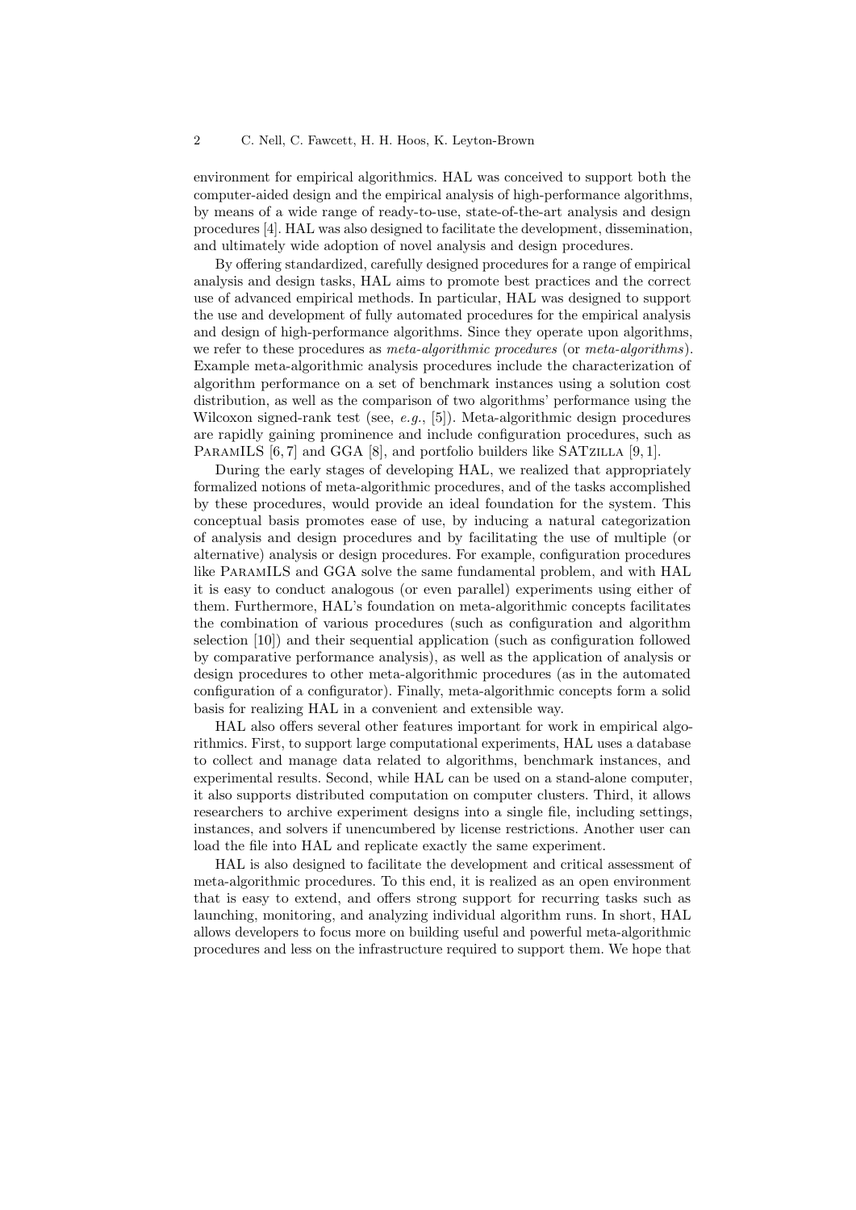environment for empirical algorithmics. HAL was conceived to support both the computer-aided design and the empirical analysis of high-performance algorithms, by means of a wide range of ready-to-use, state-of-the-art analysis and design procedures [4]. HAL was also designed to facilitate the development, dissemination, and ultimately wide adoption of novel analysis and design procedures.

By offering standardized, carefully designed procedures for a range of empirical analysis and design tasks, HAL aims to promote best practices and the correct use of advanced empirical methods. In particular, HAL was designed to support the use and development of fully automated procedures for the empirical analysis and design of high-performance algorithms. Since they operate upon algorithms, we refer to these procedures as *meta-algorithmic procedures* (or *meta-algorithms*). Example meta-algorithmic analysis procedures include the characterization of algorithm performance on a set of benchmark instances using a solution cost distribution, as well as the comparison of two algorithms' performance using the Wilcoxon signed-rank test (see, *e.g.*, [5]). Meta-algorithmic design procedures are rapidly gaining prominence and include configuration procedures, such as ParamILS [6, 7] and GGA [8], and portfolio builders like SATzilla [9, 1].

During the early stages of developing HAL, we realized that appropriately formalized notions of meta-algorithmic procedures, and of the tasks accomplished by these procedures, would provide an ideal foundation for the system. This conceptual basis promotes ease of use, by inducing a natural categorization of analysis and design procedures and by facilitating the use of multiple (or alternative) analysis or design procedures. For example, configuration procedures like ParamILS and GGA solve the same fundamental problem, and with HAL it is easy to conduct analogous (or even parallel) experiments using either of them. Furthermore, HAL's foundation on meta-algorithmic concepts facilitates the combination of various procedures (such as configuration and algorithm selection [10]) and their sequential application (such as configuration followed by comparative performance analysis), as well as the application of analysis or design procedures to other meta-algorithmic procedures (as in the automated configuration of a configurator). Finally, meta-algorithmic concepts form a solid basis for realizing HAL in a convenient and extensible way.

HAL also offers several other features important for work in empirical algorithmics. First, to support large computational experiments, HAL uses a database to collect and manage data related to algorithms, benchmark instances, and experimental results. Second, while HAL can be used on a stand-alone computer, it also supports distributed computation on computer clusters. Third, it allows researchers to archive experiment designs into a single file, including settings, instances, and solvers if unencumbered by license restrictions. Another user can load the file into HAL and replicate exactly the same experiment.

HAL is also designed to facilitate the development and critical assessment of meta-algorithmic procedures. To this end, it is realized as an open environment that is easy to extend, and offers strong support for recurring tasks such as launching, monitoring, and analyzing individual algorithm runs. In short, HAL allows developers to focus more on building useful and powerful meta-algorithmic procedures and less on the infrastructure required to support them. We hope that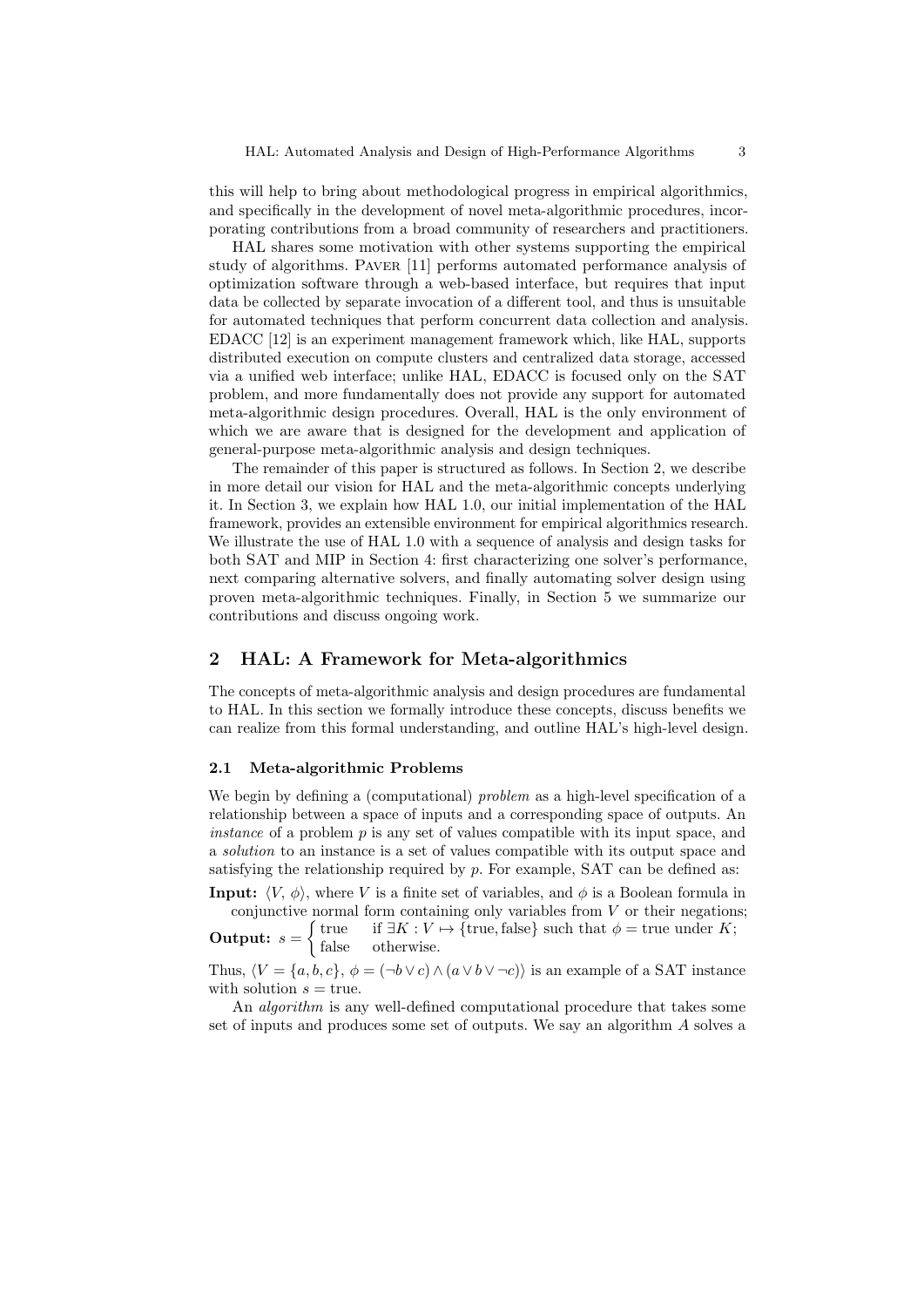this will help to bring about methodological progress in empirical algorithmics, and specifically in the development of novel meta-algorithmic procedures, incorporating contributions from a broad community of researchers and practitioners.

HAL shares some motivation with other systems supporting the empirical study of algorithms. PAVER [11] performs automated performance analysis of optimization software through a web-based interface, but requires that input data be collected by separate invocation of a different tool, and thus is unsuitable for automated techniques that perform concurrent data collection and analysis. EDACC [12] is an experiment management framework which, like HAL, supports distributed execution on compute clusters and centralized data storage, accessed via a unified web interface; unlike HAL, EDACC is focused only on the SAT problem, and more fundamentally does not provide any support for automated meta-algorithmic design procedures. Overall, HAL is the only environment of which we are aware that is designed for the development and application of general-purpose meta-algorithmic analysis and design techniques.

The remainder of this paper is structured as follows. In Section 2, we describe in more detail our vision for HAL and the meta-algorithmic concepts underlying it. In Section 3, we explain how HAL 1.0, our initial implementation of the HAL framework, provides an extensible environment for empirical algorithmics research. We illustrate the use of HAL 1.0 with a sequence of analysis and design tasks for both SAT and MIP in Section 4: first characterizing one solver's performance, next comparing alternative solvers, and finally automating solver design using proven meta-algorithmic techniques. Finally, in Section 5 we summarize our contributions and discuss ongoing work.

## 2 HAL: A Framework for Meta-algorithmics

The concepts of meta-algorithmic analysis and design procedures are fundamental to HAL. In this section we formally introduce these concepts, discuss benefits we can realize from this formal understanding, and outline HAL's high-level design.

### 2.1 Meta-algorithmic Problems

We begin by defining a (computational) *problem* as a high-level specification of a relationship between a space of inputs and a corresponding space of outputs. An *instance* of a problem $p$ is any set of values compatible with its input space, and a *solution* to an instance is a set of values compatible with its output space and satisfying the relationship required by $p$. For example, SAT can be defined as:

**Input:** $\langle V, \phi \rangle$, where $V$ is a finite set of variables, and $\phi$ is a Boolean formula in conjunctive normal form containing only variables from $V$ or their negations;

**Output:** $s = \begin{cases} \text{true} & \text{if } \exists K : V \mapsto \{\text{true}, \text{false}\} \text{ such that } \phi = \text{true under } K; \\ \text{false} & \text{otherwise.} \end{cases}$

Thus, $\langle V = \{a, b, c\}, \phi = (\neg b \vee c) \wedge (a \vee b \vee \neg c) \rangle$ is an example of a SAT instance with solution $s = \text{true}$.

An *algorithm* is any well-defined computational procedure that takes some set of inputs and produces some set of outputs. We say an algorithm $A$ solves a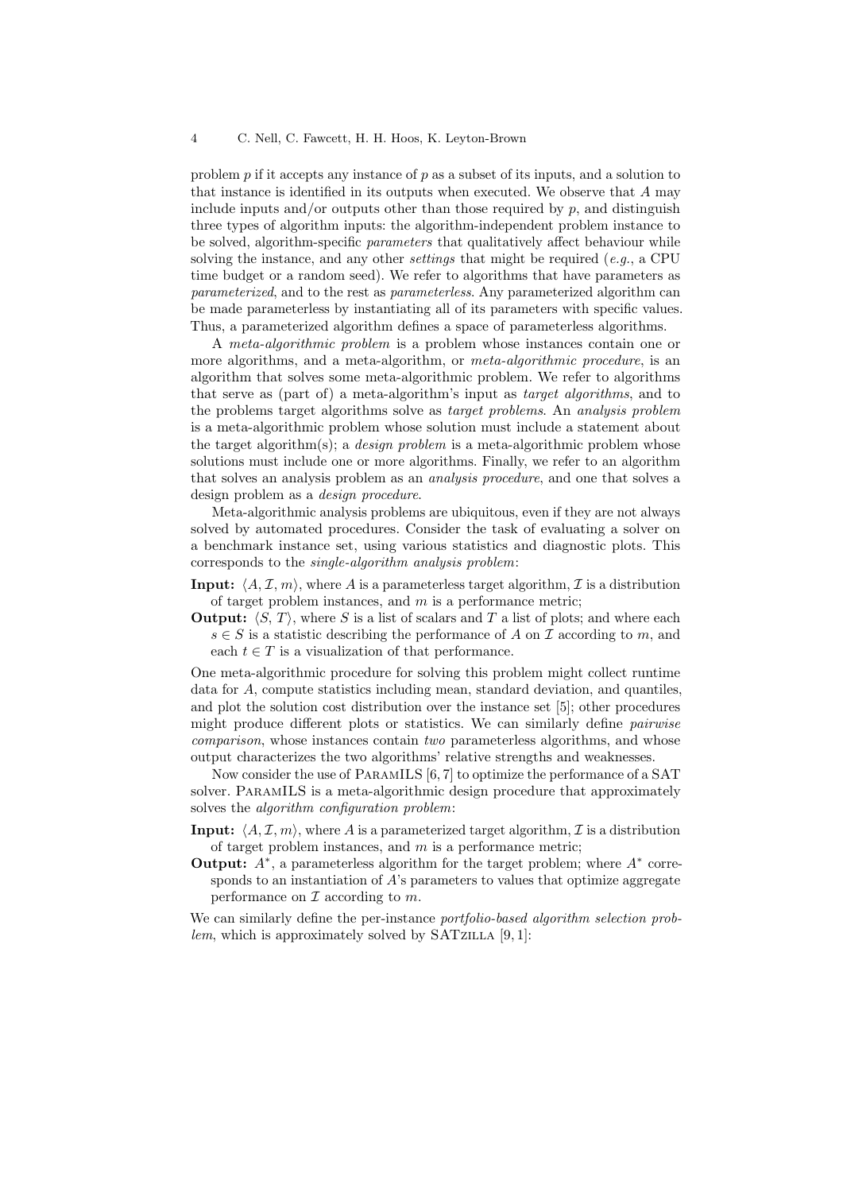problem $p$ if it accepts any instance of $p$ as a subset of its inputs, and a solution to that instance is identified in its outputs when executed. We observe that $A$ may include inputs and/or outputs other than those required by $p$, and distinguish three types of algorithm inputs: the algorithm-independent problem instance to be solved, algorithm-specific *parameters* that qualitatively affect behaviour while solving the instance, and any other *settings* that might be required (*e.g.*, a CPU time budget or a random seed). We refer to algorithms that have parameters as *parameterized*, and to the rest as *parameterless*. Any parameterized algorithm can be made parameterless by instantiating all of its parameters with specific values. Thus, a parameterized algorithm defines a space of parameterless algorithms.

A *meta-algorithmic problem* is a problem whose instances contain one or more algorithms, and a meta-algorithm, or *meta-algorithmic procedure*, is an algorithm that solves some meta-algorithmic problem. We refer to algorithms that serve as (part of) a meta-algorithm's input as *target algorithms*, and to the problems target algorithms solve as *target problems*. An *analysis problem* is a meta-algorithmic problem whose solution must include a statement about the target algorithm(s); a *design problem* is a meta-algorithmic problem whose solutions must include one or more algorithms. Finally, we refer to an algorithm that solves an analysis problem as an *analysis procedure*, and one that solves a design problem as a *design procedure*.

Meta-algorithmic analysis problems are ubiquitous, even if they are not always solved by automated procedures. Consider the task of evaluating a solver on a benchmark instance set, using various statistics and diagnostic plots. This corresponds to the *single-algorithm analysis problem*:

**Input:** $\langle A, \mathcal{I}, m \rangle$, where $A$ is a parameterless target algorithm, $\mathcal{I}$ is a distribution of target problem instances, and $m$ is a performance metric;

**Output:** $\langle S, T \rangle$, where $S$ is a list of scalars and $T$ a list of plots; and where each $s \in S$ is a statistic describing the performance of $A$ on $\mathcal{I}$ according to $m$, and each $t \in T$ is a visualization of that performance.

One meta-algorithmic procedure for solving this problem might collect runtime data for $A$, compute statistics including mean, standard deviation, and quantiles, and plot the solution cost distribution over the instance set [5]; other procedures might produce different plots or statistics. We can similarly define *pairwise comparison*, whose instances contain *two* parameterless algorithms, and whose output characterizes the two algorithms' relative strengths and weaknesses.

Now consider the use of ParamILS [6, 7] to optimize the performance of a SAT solver. ParamILS is a meta-algorithmic design procedure that approximately solves the *algorithm configuration problem*:

**Input:** $\langle A, \mathcal{I}, m \rangle$, where $A$ is a parameterized target algorithm, $\mathcal{I}$ is a distribution of target problem instances, and $m$ is a performance metric;

**Output:** $A^*$, a parameterless algorithm for the target problem; where $A^*$ corresponds to an instantiation of $A$'s parameters to values that optimize aggregate performance on $\mathcal{I}$ according to $m$.

We can similarly define the per-instance *portfolio-based algorithm selection problem*, which is approximately solved by SATzilla [9, 1]: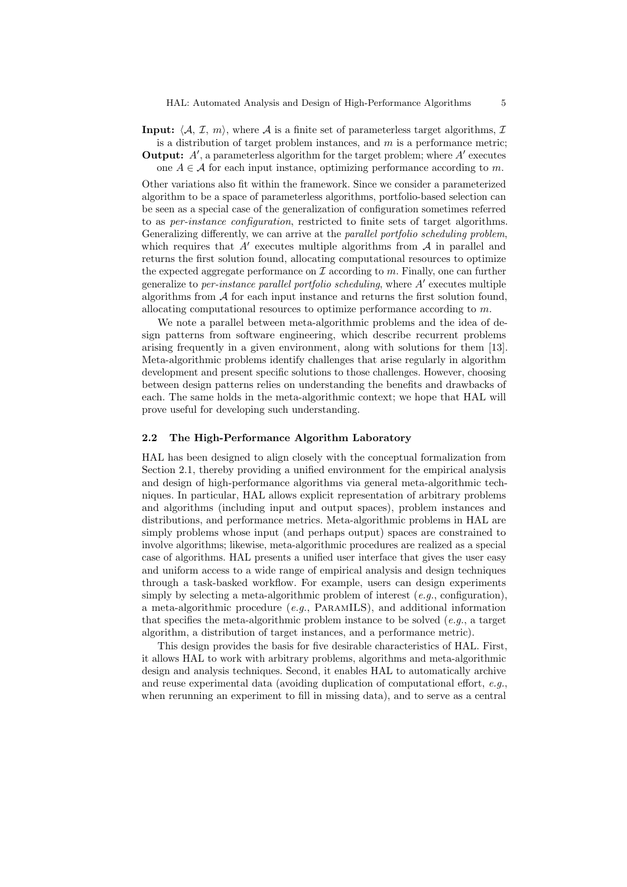**Input:** $\langle \mathcal{A}, \mathcal{I}, m \rangle$, where $\mathcal{A}$ is a finite set of parameterless target algorithms, $\mathcal{I}$ is a distribution of target problem instances, and $m$ is a performance metric;
**Output:** $A'$, a parameterless algorithm for the target problem; where $A'$ executes one $A \in \mathcal{A}$ for each input instance, optimizing performance according to $m$.

Other variations also fit within the framework. Since we consider a parameterized algorithm to be a space of parameterless algorithms, portfolio-based selection can be seen as a special case of the generalization of configuration sometimes referred to as *per-instance configuration*, restricted to finite sets of target algorithms. Generalizing differently, we can arrive at the *parallel portfolio scheduling problem*, which requires that $A'$ executes multiple algorithms from $\mathcal{A}$ in parallel and returns the first solution found, allocating computational resources to optimize the expected aggregate performance on $\mathcal{I}$ according to $m$. Finally, one can further generalize to *per-instance parallel portfolio scheduling*, where $A'$ executes multiple algorithms from $\mathcal{A}$ for each input instance and returns the first solution found, allocating computational resources to optimize performance according to $m$.

We note a parallel between meta-algorithmic problems and the idea of design patterns from software engineering, which describe recurrent problems arising frequently in a given environment, along with solutions for them [13]. Meta-algorithmic problems identify challenges that arise regularly in algorithm development and present specific solutions to those challenges. However, choosing between design patterns relies on understanding the benefits and drawbacks of each. The same holds in the meta-algorithmic context; we hope that HAL will prove useful for developing such understanding.

### 2.2 The High-Performance Algorithm Laboratory

HAL has been designed to align closely with the conceptual formalization from Section 2.1, thereby providing a unified environment for the empirical analysis and design of high-performance algorithms via general meta-algorithmic techniques. In particular, HAL allows explicit representation of arbitrary problems and algorithms (including input and output spaces), problem instances and distributions, and performance metrics. Meta-algorithmic problems in HAL are simply problems whose input (and perhaps output) spaces are constrained to involve algorithms; likewise, meta-algorithmic procedures are realized as a special case of algorithms. HAL presents a unified user interface that gives the user easy and uniform access to a wide range of empirical analysis and design techniques through a task-basked workflow. For example, users can design experiments simply by selecting a meta-algorithmic problem of interest (*e.g.*, configuration), a meta-algorithmic procedure (*e.g.*, ParamILS), and additional information that specifies the meta-algorithmic problem instance to be solved (*e.g.*, a target algorithm, a distribution of target instances, and a performance metric).

This design provides the basis for five desirable characteristics of HAL. First, it allows HAL to work with arbitrary problems, algorithms and meta-algorithmic design and analysis techniques. Second, it enables HAL to automatically archive and reuse experimental data (avoiding duplication of computational effort, *e.g.*, when rerunning an experiment to fill in missing data), and to serve as a central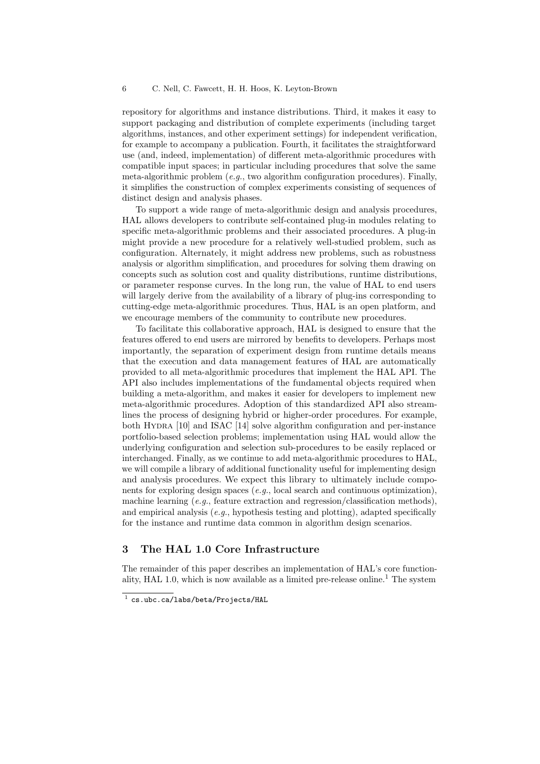repository for algorithms and instance distributions. Third, it makes it easy to support packaging and distribution of complete experiments (including target algorithms, instances, and other experiment settings) for independent verification, for example to accompany a publication. Fourth, it facilitates the straightforward use (and, indeed, implementation) of different meta-algorithmic procedures with compatible input spaces; in particular including procedures that solve the same meta-algorithmic problem (*e.g.*, two algorithm configuration procedures). Finally, it simplifies the construction of complex experiments consisting of sequences of distinct design and analysis phases.

To support a wide range of meta-algorithmic design and analysis procedures, HAL allows developers to contribute self-contained plug-in modules relating to specific meta-algorithmic problems and their associated procedures. A plug-in might provide a new procedure for a relatively well-studied problem, such as configuration. Alternately, it might address new problems, such as robustness analysis or algorithm simplification, and procedures for solving them drawing on concepts such as solution cost and quality distributions, runtime distributions, or parameter response curves. In the long run, the value of HAL to end users will largely derive from the availability of a library of plug-ins corresponding to cutting-edge meta-algorithmic procedures. Thus, HAL is an open platform, and we encourage members of the community to contribute new procedures.

To facilitate this collaborative approach, HAL is designed to ensure that the features offered to end users are mirrored by benefits to developers. Perhaps most importantly, the separation of experiment design from runtime details means that the execution and data management features of HAL are automatically provided to all meta-algorithmic procedures that implement the HAL API. The API also includes implementations of the fundamental objects required when building a meta-algorithm, and makes it easier for developers to implement new meta-algorithmic procedures. Adoption of this standardized API also streamlines the process of designing hybrid or higher-order procedures. For example, both Hydra [10] and ISAC [14] solve algorithm configuration and per-instance portfolio-based selection problems; implementation using HAL would allow the underlying configuration and selection sub-procedures to be easily replaced or interchanged. Finally, as we continue to add meta-algorithmic procedures to HAL, we will compile a library of additional functionality useful for implementing design and analysis procedures. We expect this library to ultimately include components for exploring design spaces (*e.g.*, local search and continuous optimization), machine learning (*e.g.*, feature extraction and regression/classification methods), and empirical analysis (*e.g.*, hypothesis testing and plotting), adapted specifically for the instance and runtime data common in algorithm design scenarios.

## 3 The HAL 1.0 Core Infrastructure

The remainder of this paper describes an implementation of HAL's core functionality, HAL 1.0, which is now available as a limited pre-release online.[1] The system

[1] `cs.ubc.ca/labs/beta/Projects/HAL`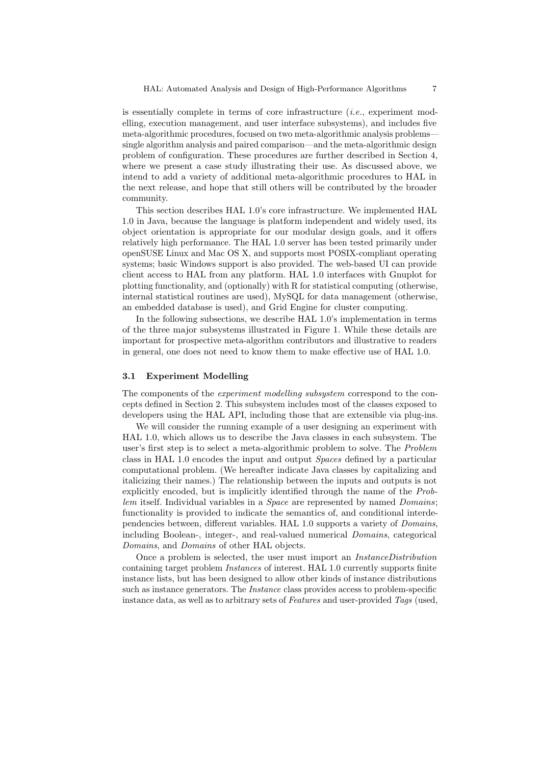is essentially complete in terms of core infrastructure (*i.e.*, experiment modelling, execution management, and user interface subsystems), and includes five meta-algorithmic procedures, focused on two meta-algorithmic analysis problems—single algorithm analysis and paired comparison—and the meta-algorithmic design problem of configuration. These procedures are further described in Section 4, where we present a case study illustrating their use. As discussed above, we intend to add a variety of additional meta-algorithmic procedures to HAL in the next release, and hope that still others will be contributed by the broader community.

This section describes HAL 1.0's core infrastructure. We implemented HAL 1.0 in Java, because the language is platform independent and widely used, its object orientation is appropriate for our modular design goals, and it offers relatively high performance. The HAL 1.0 server has been tested primarily under openSUSE Linux and Mac OS X, and supports most POSIX-compliant operating systems; basic Windows support is also provided. The web-based UI can provide client access to HAL from any platform. HAL 1.0 interfaces with Gnuplot for plotting functionality, and (optionally) with R for statistical computing (otherwise, internal statistical routines are used), MySQL for data management (otherwise, an embedded database is used), and Grid Engine for cluster computing.

In the following subsections, we describe HAL 1.0's implementation in terms of the three major subsystems illustrated in Figure 1. While these details are important for prospective meta-algorithm contributors and illustrative to readers in general, one does not need to know them to make effective use of HAL 1.0.

### 3.1 Experiment Modelling

The components of the *experiment modelling subsystem* correspond to the concepts defined in Section 2. This subsystem includes most of the classes exposed to developers using the HAL API, including those that are extensible via plug-ins.

We will consider the running example of a user designing an experiment with HAL 1.0, which allows us to describe the Java classes in each subsystem. The user's first step is to select a meta-algorithmic problem to solve. The *Problem* class in HAL 1.0 encodes the input and output *Spaces* defined by a particular computational problem. (We hereafter indicate Java classes by capitalizing and italicizing their names.) The relationship between the inputs and outputs is not explicitly encoded, but is implicitly identified through the name of the *Problem* itself. Individual variables in a *Space* are represented by named *Domains*; functionality is provided to indicate the semantics of, and conditional interdependencies between, different variables. HAL 1.0 supports a variety of *Domains*, including Boolean-, integer-, and real-valued numerical *Domains*, categorical *Domains*, and *Domains* of other HAL objects.

Once a problem is selected, the user must import an *InstanceDistribution* containing target problem *Instances* of interest. HAL 1.0 currently supports finite instance lists, but has been designed to allow other kinds of instance distributions such as instance generators. The *Instance* class provides access to problem-specific instance data, as well as to arbitrary sets of *Features* and user-provided *Tags* (used,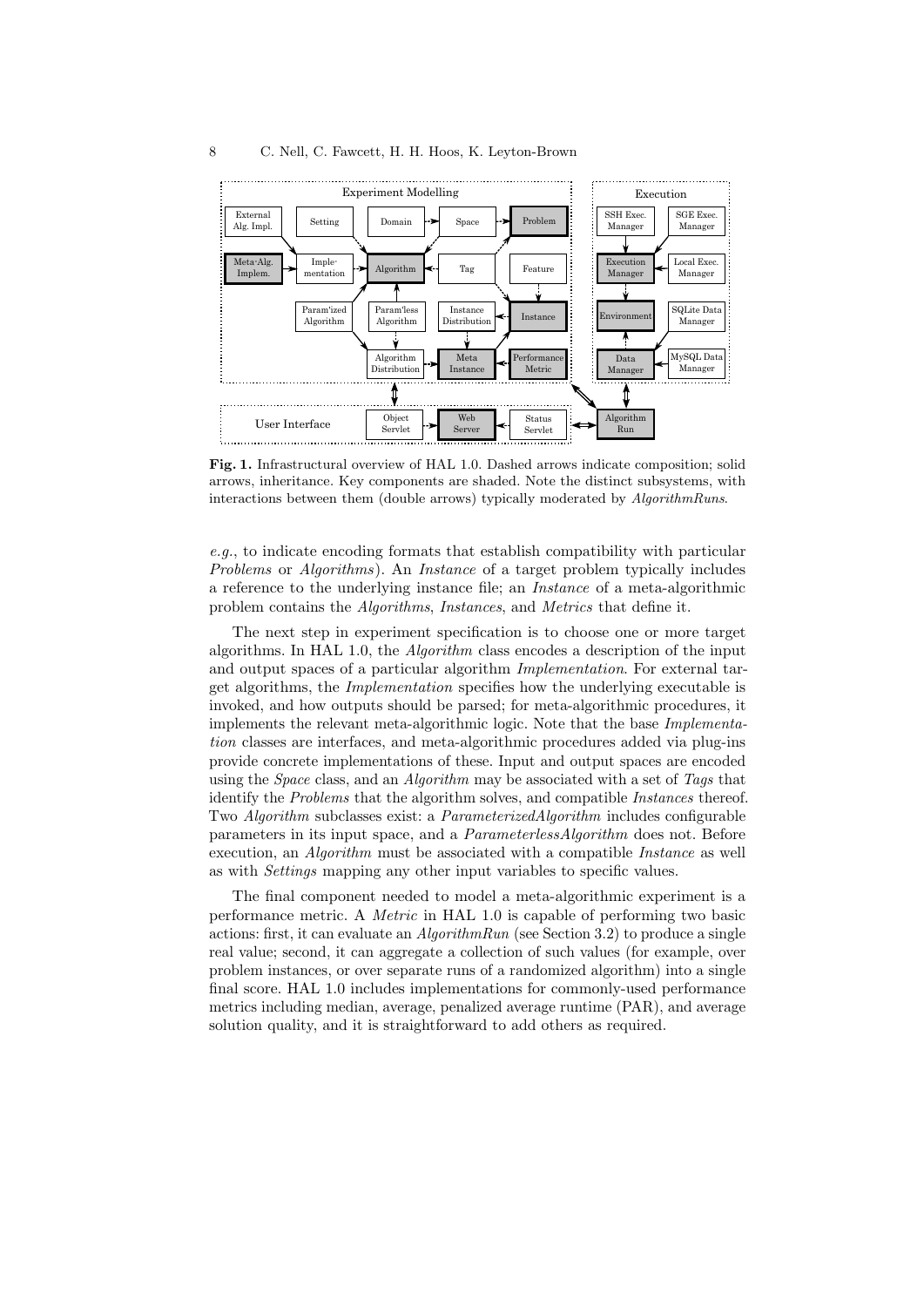**Fig. 1.** Infrastructural overview of HAL 1.0. Dashed arrows indicate composition; solid arrows, inheritance. Key components are shaded. Note the distinct subsystems, with interactions between them (double arrows) typically moderated by *AlgorithmRuns*.

*e.g.*, to indicate encoding formats that establish compatibility with particular *Problems* or *Algorithms*). An *Instance* of a target problem typically includes a reference to the underlying instance file; an *Instance* of a meta-algorithmic problem contains the *Algorithms*, *Instances*, and *Metrics* that define it.

The next step in experiment specification is to choose one or more target algorithms. In HAL 1.0, the *Algorithm* class encodes a description of the input and output spaces of a particular algorithm *Implementation*. For external target algorithms, the *Implementation* specifies how the underlying executable is invoked, and how outputs should be parsed; for meta-algorithmic procedures, it implements the relevant meta-algorithmic logic. Note that the base *Implementation* classes are interfaces, and meta-algorithmic procedures added via plug-ins provide concrete implementations of these. Input and output spaces are encoded using the *Space* class, and an *Algorithm* may be associated with a set of *Tags* that identify the *Problems* that the algorithm solves, and compatible *Instances* thereof. Two *Algorithm* subclasses exist: a *ParameterizedAlgorithm* includes configurable parameters in its input space, and a *ParameterlessAlgorithm* does not. Before execution, an *Algorithm* must be associated with a compatible *Instance* as well as with *Settings* mapping any other input variables to specific values.

The final component needed to model a meta-algorithmic experiment is a performance metric. A *Metric* in HAL 1.0 is capable of performing two basic actions: first, it can evaluate an *AlgorithmRun* (see Section 3.2) to produce a single real value; second, it can aggregate a collection of such values (for example, over problem instances, or over separate runs of a randomized algorithm) into a single final score. HAL 1.0 includes implementations for commonly-used performance metrics including median, average, penalized average runtime (PAR), and average solution quality, and it is straightforward to add others as required.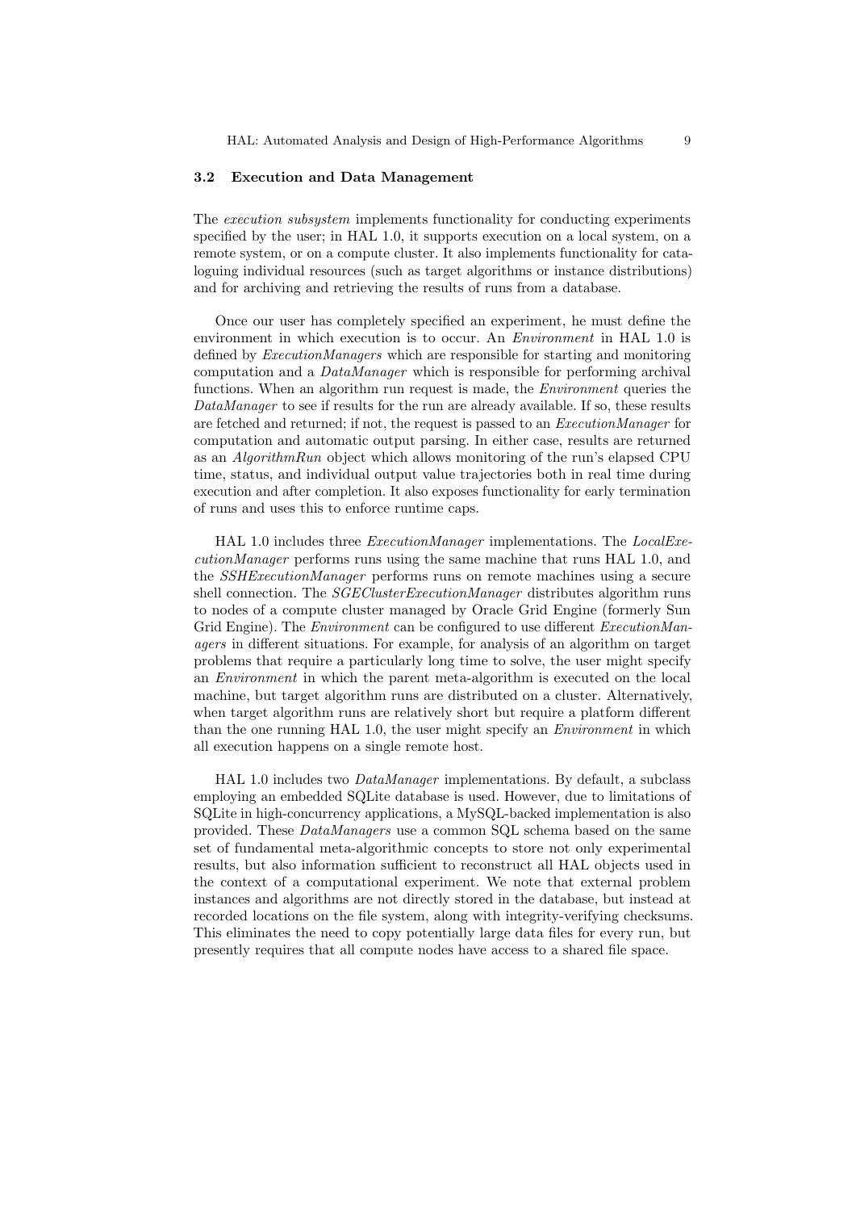### 3.2 Execution and Data Management

The *execution subsystem* implements functionality for conducting experiments specified by the user; in HAL 1.0, it supports execution on a local system, on a remote system, or on a compute cluster. It also implements functionality for cataloguing individual resources (such as target algorithms or instance distributions) and for archiving and retrieving the results of runs from a database.

Once our user has completely specified an experiment, he must define the environment in which execution is to occur. An *Environment* in HAL 1.0 is defined by *ExecutionManagers* which are responsible for starting and monitoring computation and a *DataManager* which is responsible for performing archival functions. When an algorithm run request is made, the *Environment* queries the *DataManager* to see if results for the run are already available. If so, these results are fetched and returned; if not, the request is passed to an *ExecutionManager* for computation and automatic output parsing. In either case, results are returned as an *AlgorithmRun* object which allows monitoring of the run's elapsed CPU time, status, and individual output value trajectories both in real time during execution and after completion. It also exposes functionality for early termination of runs and uses this to enforce runtime caps.

HAL 1.0 includes three *ExecutionManager* implementations. The *LocalExecutionManager* performs runs using the same machine that runs HAL 1.0, and the *SSHExecutionManager* performs runs on remote machines using a secure shell connection. The *SGEClusterExecutionManager* distributes algorithm runs to nodes of a compute cluster managed by Oracle Grid Engine (formerly Sun Grid Engine). The *Environment* can be configured to use different *ExecutionManagers* in different situations. For example, for analysis of an algorithm on target problems that require a particularly long time to solve, the user might specify an *Environment* in which the parent meta-algorithm is executed on the local machine, but target algorithm runs are distributed on a cluster. Alternatively, when target algorithm runs are relatively short but require a platform different than the one running HAL 1.0, the user might specify an *Environment* in which all execution happens on a single remote host.

HAL 1.0 includes two *DataManager* implementations. By default, a subclass employing an embedded SQLite database is used. However, due to limitations of SQLite in high-concurrency applications, a MySQL-backed implementation is also provided. These *DataManagers* use a common SQL schema based on the same set of fundamental meta-algorithmic concepts to store not only experimental results, but also information sufficient to reconstruct all HAL objects used in the context of a computational experiment. We note that external problem instances and algorithms are not directly stored in the database, but instead at recorded locations on the file system, along with integrity-verifying checksums. This eliminates the need to copy potentially large data files for every run, but presently requires that all compute nodes have access to a shared file space.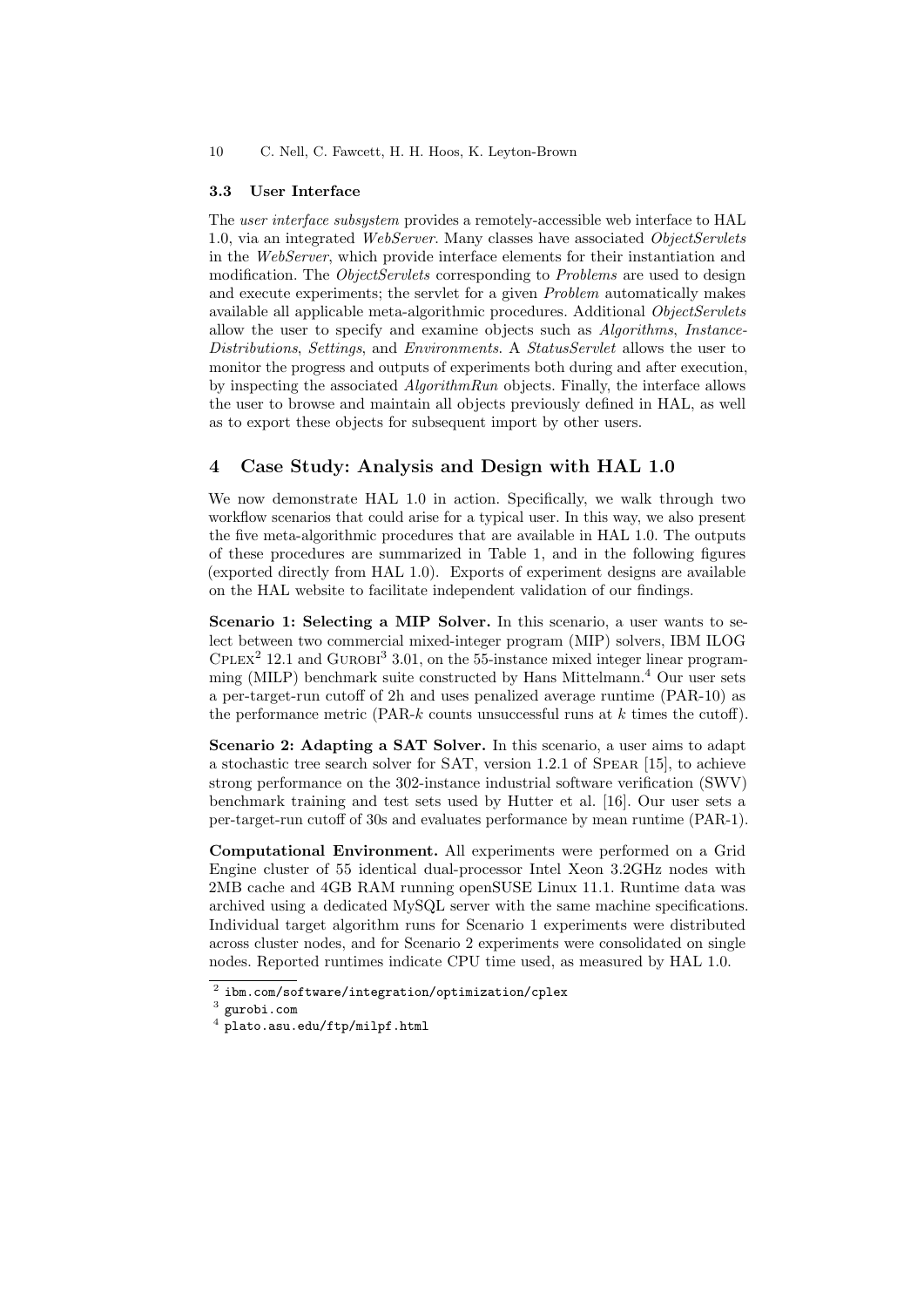### 3.3 User Interface

The *user interface subsystem* provides a remotely-accessible web interface to HAL 1.0, via an integrated *WebServer*. Many classes have associated *ObjectServlets* in the *WebServer*, which provide interface elements for their instantiation and modification. The *ObjectServlets* corresponding to *Problems* are used to design and execute experiments; the servlet for a given *Problem* automatically makes available all applicable meta-algorithmic procedures. Additional *ObjectServlets* allow the user to specify and examine objects such as *Algorithms*, *Instance-Distributions*, *Settings*, and *Environments*. A *StatusServlet* allows the user to monitor the progress and outputs of experiments both during and after execution, by inspecting the associated *AlgorithmRun* objects. Finally, the interface allows the user to browse and maintain all objects previously defined in HAL, as well as to export these objects for subsequent import by other users.

## 4 Case Study: Analysis and Design with HAL 1.0

We now demonstrate HAL 1.0 in action. Specifically, we walk through two workflow scenarios that could arise for a typical user. In this way, we also present the five meta-algorithmic procedures that are available in HAL 1.0. The outputs of these procedures are summarized in Table 1, and in the following figures (exported directly from HAL 1.0). Exports of experiment designs are available on the HAL website to facilitate independent validation of our findings.

**Scenario 1: Selecting a MIP Solver.** In this scenario, a user wants to select between two commercial mixed-integer program (MIP) solvers, IBM ILOG CPLEX[2] 12.1 and GUROBI[3] 3.01, on the 55-instance mixed integer linear programming (MILP) benchmark suite constructed by Hans Mittelmann.[4] Our user sets a per-target-run cutoff of 2h and uses penalized average runtime (PAR-10) as the performance metric (PAR-$k$ counts unsuccessful runs at $k$ times the cutoff).

**Scenario 2: Adapting a SAT Solver.** In this scenario, a user aims to adapt a stochastic tree search solver for SAT, version 1.2.1 of SPEAR [15], to achieve strong performance on the 302-instance industrial software verification (SWV) benchmark training and test sets used by Hutter et al. [16]. Our user sets a per-target-run cutoff of 30s and evaluates performance by mean runtime (PAR-1).

**Computational Environment.** All experiments were performed on a Grid Engine cluster of 55 identical dual-processor Intel Xeon 3.2GHz nodes with 2MB cache and 4GB RAM running openSUSE Linux 11.1. Runtime data was archived using a dedicated MySQL server with the same machine specifications. Individual target algorithm runs for Scenario 1 experiments were distributed across cluster nodes, and for Scenario 2 experiments were consolidated on single nodes. Reported runtimes indicate CPU time used, as measured by HAL 1.0.

---

[2] `ibm.com/software/integration/optimization/cplex`

[3] `gurobi.com`

[4] `plato.asu.edu/ftp/milpf.html`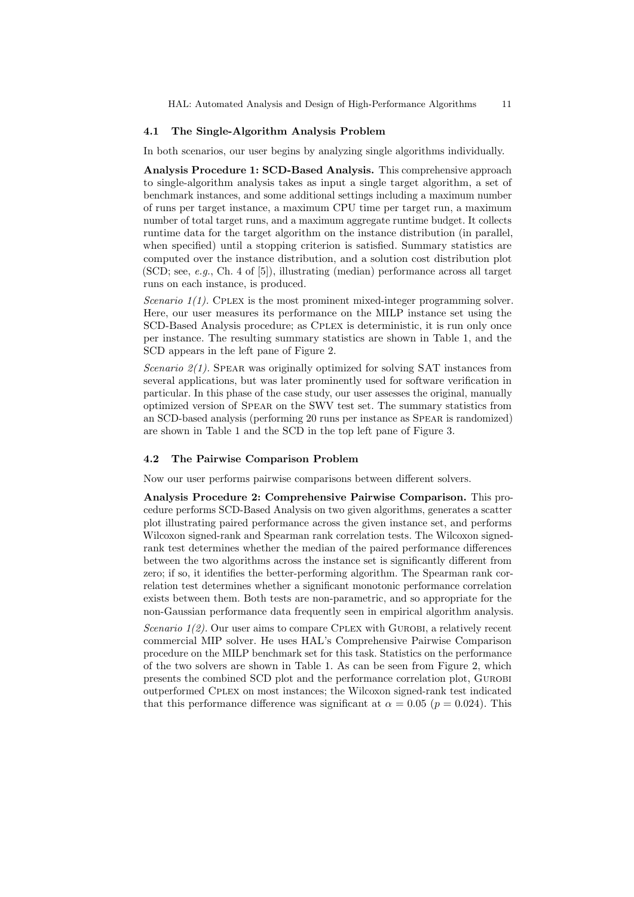### 4.1 The Single-Algorithm Analysis Problem

In both scenarios, our user begins by analyzing single algorithms individually.

**Analysis Procedure 1: SCD-Based Analysis.** This comprehensive approach to single-algorithm analysis takes as input a single target algorithm, a set of benchmark instances, and some additional settings including a maximum number of runs per target instance, a maximum CPU time per target run, a maximum number of total target runs, and a maximum aggregate runtime budget. It collects runtime data for the target algorithm on the instance distribution (in parallel, when specified) until a stopping criterion is satisfied. Summary statistics are computed over the instance distribution, and a solution cost distribution plot (SCD; see, *e.g.*, Ch. 4 of [5]), illustrating (median) performance across all target runs on each instance, is produced.

*Scenario 1(1).* CPLEX is the most prominent mixed-integer programming solver. Here, our user measures its performance on the MILP instance set using the SCD-Based Analysis procedure; as CPLEX is deterministic, it is run only once per instance. The resulting summary statistics are shown in Table 1, and the SCD appears in the left pane of Figure 2.

*Scenario 2(1).* SPEAR was originally optimized for solving SAT instances from several applications, but was later prominently used for software verification in particular. In this phase of the case study, our user assesses the original, manually optimized version of SPEAR on the SWV test set. The summary statistics from an SCD-based analysis (performing 20 runs per instance as SPEAR is randomized) are shown in Table 1 and the SCD in the top left pane of Figure 3.

### 4.2 The Pairwise Comparison Problem

Now our user performs pairwise comparisons between different solvers.

**Analysis Procedure 2: Comprehensive Pairwise Comparison.** This procedure performs SCD-Based Analysis on two given algorithms, generates a scatter plot illustrating paired performance across the given instance set, and performs Wilcoxon signed-rank and Spearman rank correlation tests. The Wilcoxon signed-rank test determines whether the median of the paired performance differences between the two algorithms across the instance set is significantly different from zero; if so, it identifies the better-performing algorithm. The Spearman rank correlation test determines whether a significant monotonic performance correlation exists between them. Both tests are non-parametric, and so appropriate for the non-Gaussian performance data frequently seen in empirical algorithm analysis.

*Scenario 1(2).* Our user aims to compare CPLEX with GUROBI, a relatively recent commercial MIP solver. He uses HAL's Comprehensive Pairwise Comparison procedure on the MILP benchmark set for this task. Statistics on the performance of the two solvers are shown in Table 1. As can be seen from Figure 2, which presents the combined SCD plot and the performance correlation plot, GUROBI outperformed CPLEX on most instances; the Wilcoxon signed-rank test indicated that this performance difference was significant at $\alpha = 0.05$ ($p = 0.024$). This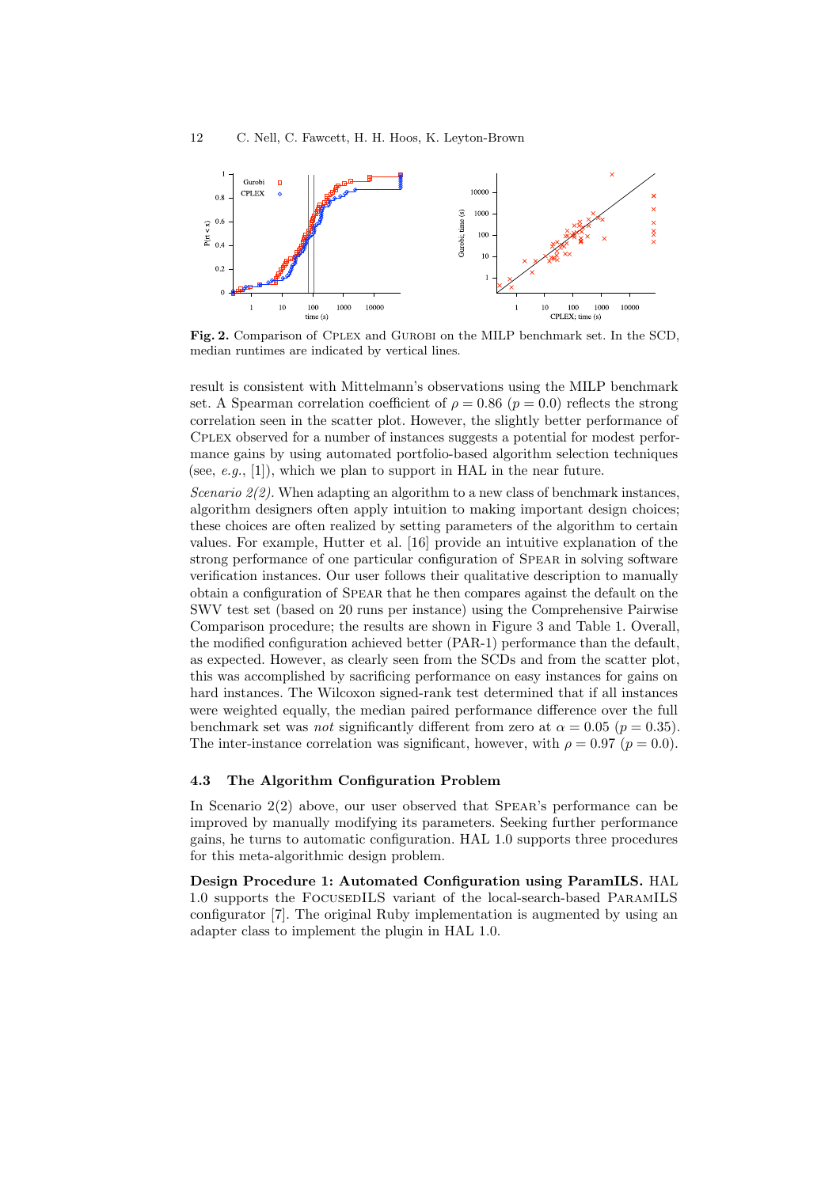**Fig. 2.** Comparison of CPLEX and GUROBI on the MILP benchmark set. In the SCD, median runtimes are indicated by vertical lines.

result is consistent with Mittelmann's observations using the MILP benchmark set. A Spearman correlation coefficient of $\rho = 0.86$ ($p = 0.0$) reflects the strong correlation seen in the scatter plot. However, the slightly better performance of CPLEX observed for a number of instances suggests a potential for modest performance gains by using automated portfolio-based algorithm selection techniques (see, *e.g.*, [1]), which we plan to support in HAL in the near future.

*Scenario 2(2).* When adapting an algorithm to a new class of benchmark instances, algorithm designers often apply intuition to making important design choices; these choices are often realized by setting parameters of the algorithm to certain values. For example, Hutter et al. [16] provide an intuitive explanation of the strong performance of one particular configuration of SPEAR in solving software verification instances. Our user follows their qualitative description to manually obtain a configuration of SPEAR that he then compares against the default on the SWV test set (based on 20 runs per instance) using the Comprehensive Pairwise Comparison procedure; the results are shown in Figure 3 and Table 1. Overall, the modified configuration achieved better (PAR-1) performance than the default, as expected. However, as clearly seen from the SCDs and from the scatter plot, this was accomplished by sacrificing performance on easy instances for gains on hard instances. The Wilcoxon signed-rank test determined that if all instances were weighted equally, the median paired performance difference over the full benchmark set was *not* significantly different from zero at $\alpha = 0.05$ ($p = 0.35$). The inter-instance correlation was significant, however, with $\rho = 0.97$ ($p = 0.0$).

### 4.3 The Algorithm Configuration Problem

In Scenario 2(2) above, our user observed that SPEAR's performance can be improved by manually modifying its parameters. Seeking further performance gains, he turns to automatic configuration. HAL 1.0 supports three procedures for this meta-algorithmic design problem.

**Design Procedure 1: Automated Configuration using ParamILS.** HAL 1.0 supports the FOCUSEDILS variant of the local-search-based PARAMILS configurator [7]. The original Ruby implementation is augmented by using an adapter class to implement the plugin in HAL 1.0.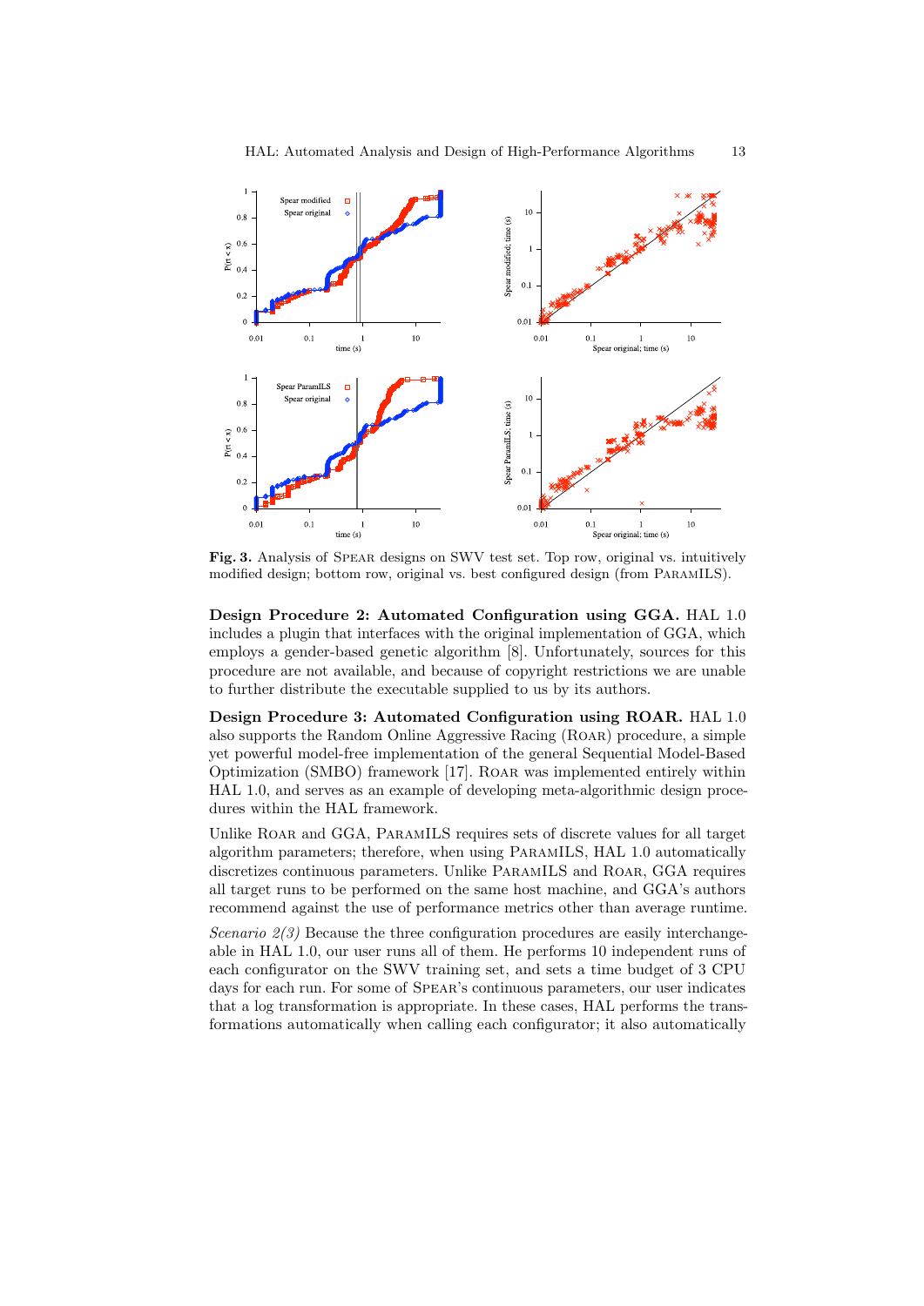**Fig. 3.** Analysis of SPEAR designs on SWV test set. Top row, original vs. intuitively modified design; bottom row, original vs. best configured design (from PARAMILS).

**Design Procedure 2: Automated Configuration using GGA.** HAL 1.0 includes a plugin that interfaces with the original implementation of GGA, which employs a gender-based genetic algorithm [8]. Unfortunately, sources for this procedure are not available, and because of copyright restrictions we are unable to further distribute the executable supplied to us by its authors.

**Design Procedure 3: Automated Configuration using ROAR.** HAL 1.0 also supports the Random Online Aggressive Racing (ROAR) procedure, a simple yet powerful model-free implementation of the general Sequential Model-Based Optimization (SMBO) framework [17]. ROAR was implemented entirely within HAL 1.0, and serves as an example of developing meta-algorithmic design procedures within the HAL framework.

Unlike ROAR and GGA, PARAMILS requires sets of discrete values for all target algorithm parameters; therefore, when using PARAMILS, HAL 1.0 automatically discretizes continuous parameters. Unlike PARAMILS and ROAR, GGA requires all target runs to be performed on the same host machine, and GGA's authors recommend against the use of performance metrics other than average runtime.

*Scenario 2(3)* Because the three configuration procedures are easily interchangeable in HAL 1.0, our user runs all of them. He performs 10 independent runs of each configurator on the SWV training set, and sets a time budget of 3 CPU days for each run. For some of SPEAR's continuous parameters, our user indicates that a log transformation is appropriate. In these cases, HAL performs the transformations automatically when calling each configurator; it also automatically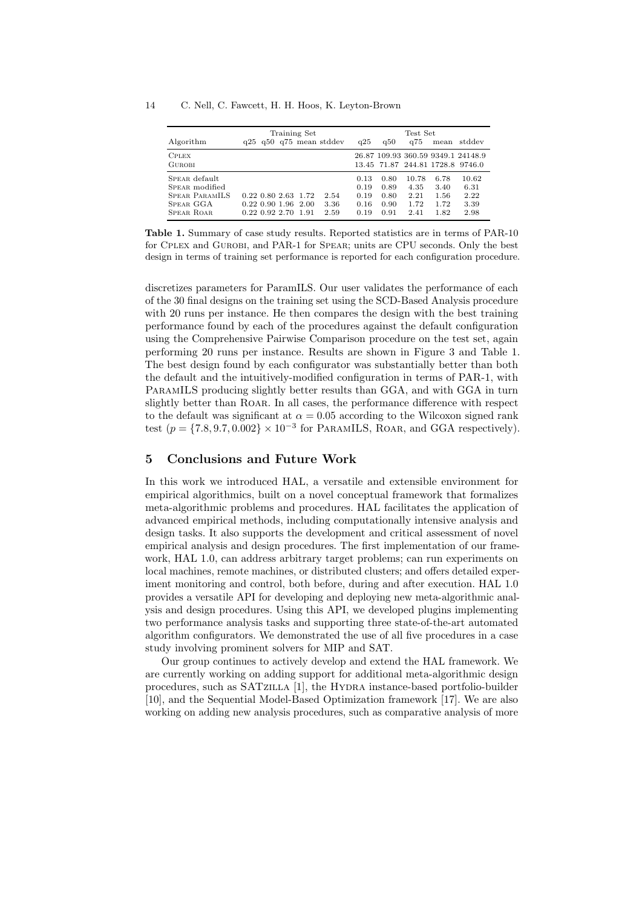| Algorithm | Training Set | | | | | Test Set | | | | |
|---|---|---|---|---|---|---|---|---|---|---|
| | q25 | q50 | q75 | mean | stddev | q25 | q50 | q75 | mean | stddev |
| Cplex | | | | | | 26.87 | 109.93 | 360.59 | 9349.1 | 24148.9 |
| Gurobi | | | | | | 13.45 | 71.87 | 244.81 | 1728.8 | 9746.0 |
| Spear default | | | | | | 0.13 | 0.80 | 10.78 | 6.78 | 10.62 |
| Spear modified | | | | | | 0.19 | 0.89 | 4.35 | 3.40 | 6.31 |
| Spear ParamILS | 0.22 | 0.80 | 2.63 | 1.72 | 2.54 | 0.19 | 0.80 | 2.21 | 1.56 | 2.22 |
| Spear GGA | 0.22 | 0.90 | 1.96 | 2.00 | 3.36 | 0.16 | 0.90 | 1.72 | 1.72 | 3.39 |
| Spear Roar | 0.22 | 0.92 | 2.70 | 1.91 | 2.59 | 0.19 | 0.91 | 2.41 | 1.82 | 2.98 |

**Table 1.** Summary of case study results. Reported statistics are in terms of PAR-10 for Cplex and Gurobi, and PAR-1 for Spear; units are CPU seconds. Only the best design in terms of training set performance is reported for each configuration procedure.

discretizes parameters for ParamILS. Our user validates the performance of each of the 30 final designs on the training set using the SCD-Based Analysis procedure with 20 runs per instance. He then compares the design with the best training performance found by each of the procedures against the default configuration using the Comprehensive Pairwise Comparison procedure on the test set, again performing 20 runs per instance. Results are shown in Figure 3 and Table 1. The best design found by each configurator was substantially better than both the default and the intuitively-modified configuration in terms of PAR-1, with ParamILS producing slightly better results than GGA, and with GGA in turn slightly better than Roar. In all cases, the performance difference with respect to the default was significant at $\alpha = 0.05$ according to the Wilcoxon signed rank test ($p = \{7.8, 9.7, 0.002\} \times 10^{-3}$ for ParamILS, Roar, and GGA respectively).

## 5 Conclusions and Future Work

In this work we introduced HAL, a versatile and extensible environment for empirical algorithmics, built on a novel conceptual framework that formalizes meta-algorithmic problems and procedures. HAL facilitates the application of advanced empirical methods, including computationally intensive analysis and design tasks. It also supports the development and critical assessment of novel empirical analysis and design procedures. The first implementation of our framework, HAL 1.0, can address arbitrary target problems; can run experiments on local machines, remote machines, or distributed clusters; and offers detailed experiment monitoring and control, both before, during and after execution. HAL 1.0 provides a versatile API for developing and deploying new meta-algorithmic analysis and design procedures. Using this API, we developed plugins implementing two performance analysis tasks and supporting three state-of-the-art automated algorithm configurators. We demonstrated the use of all five procedures in a case study involving prominent solvers for MIP and SAT.

Our group continues to actively develop and extend the HAL framework. We are currently working on adding support for additional meta-algorithmic design procedures, such as SATzilla [1], the Hydra instance-based portfolio-builder [10], and the Sequential Model-Based Optimization framework [17]. We are also working on adding new analysis procedures, such as comparative analysis of more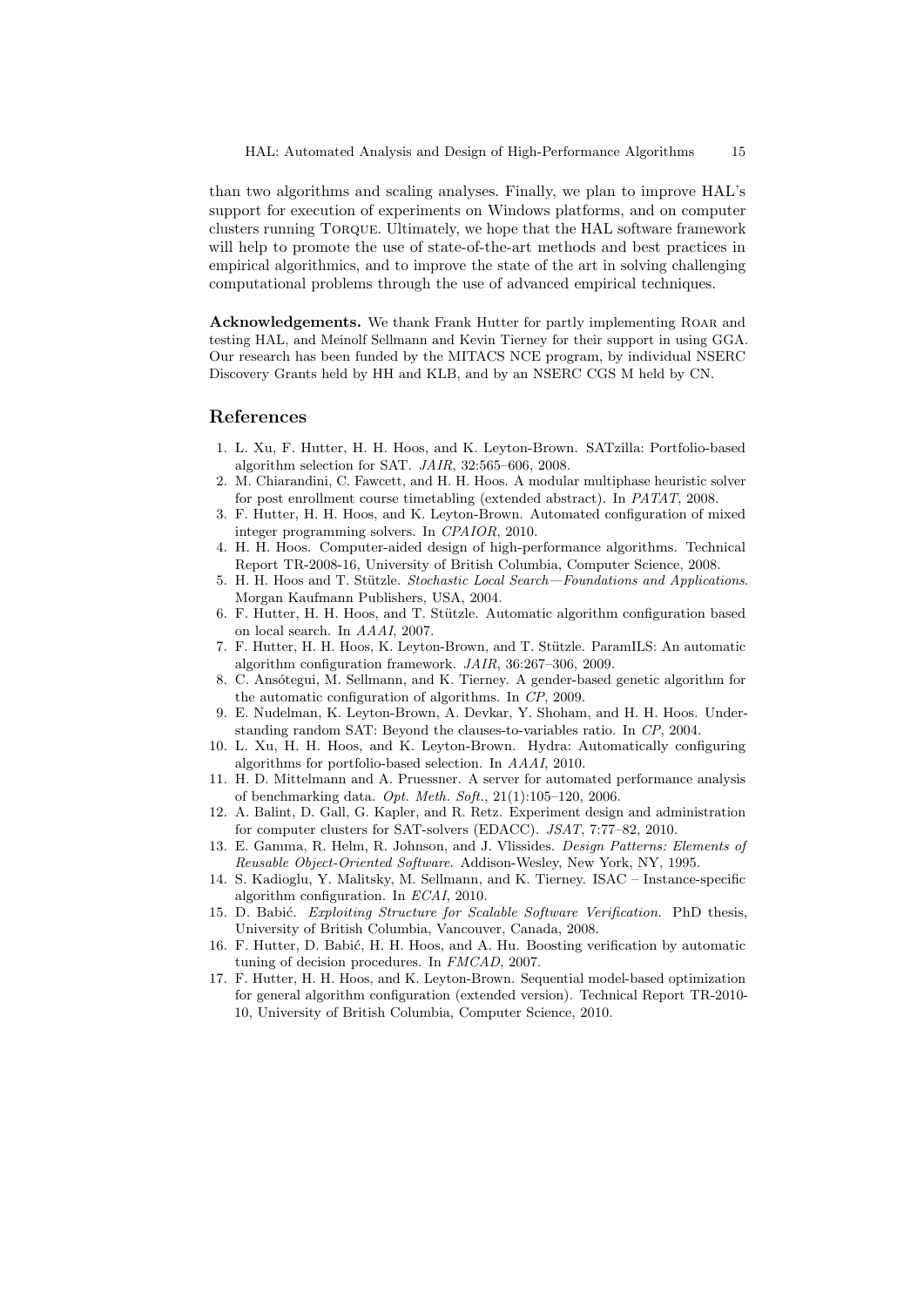than two algorithms and scaling analyses. Finally, we plan to improve HAL's support for execution of experiments on Windows platforms, and on computer clusters running Torque. Ultimately, we hope that the HAL software framework will help to promote the use of state-of-the-art methods and best practices in empirical algorithmics, and to improve the state of the art in solving challenging computational problems through the use of advanced empirical techniques.

**Acknowledgements.** We thank Frank Hutter for partly implementing Roar and testing HAL, and Meinolf Sellmann and Kevin Tierney for their support in using GGA. Our research has been funded by the MITACS NCE program, by individual NSERC Discovery Grants held by HH and KLB, and by an NSERC CGS M held by CN.

## References

1. L. Xu, F. Hutter, H. H. Hoos, and K. Leyton-Brown. SATzilla: Portfolio-based algorithm selection for SAT. *JAIR*, 32:565–606, 2008.
2. M. Chiarandini, C. Fawcett, and H. H. Hoos. A modular multiphase heuristic solver for post enrollment course timetabling (extended abstract). In *PATAT*, 2008.
3. F. Hutter, H. H. Hoos, and K. Leyton-Brown. Automated configuration of mixed integer programming solvers. In *CPAIOR*, 2010.
4. H. H. Hoos. Computer-aided design of high-performance algorithms. Technical Report TR-2008-16, University of British Columbia, Computer Science, 2008.
5. H. H. Hoos and T. Stützle. *Stochastic Local Search—Foundations and Applications*. Morgan Kaufmann Publishers, USA, 2004.
6. F. Hutter, H. H. Hoos, and T. Stützle. Automatic algorithm configuration based on local search. In *AAAI*, 2007.
7. F. Hutter, H. H. Hoos, K. Leyton-Brown, and T. Stützle. ParamILS: An automatic algorithm configuration framework. *JAIR*, 36:267–306, 2009.
8. C. Ansótegui, M. Sellmann, and K. Tierney. A gender-based genetic algorithm for the automatic configuration of algorithms. In *CP*, 2009.
9. E. Nudelman, K. Leyton-Brown, A. Devkar, Y. Shoham, and H. H. Hoos. Understanding random SAT: Beyond the clauses-to-variables ratio. In *CP*, 2004.
10. L. Xu, H. H. Hoos, and K. Leyton-Brown. Hydra: Automatically configuring algorithms for portfolio-based selection. In *AAAI*, 2010.
11. H. D. Mittelmann and A. Pruessner. A server for automated performance analysis of benchmarking data. *Opt. Meth. Soft.*, 21(1):105–120, 2006.
12. A. Balint, D. Gall, G. Kapler, and R. Retz. Experiment design and administration for computer clusters for SAT-solvers (EDACC). *JSAT*, 7:77–82, 2010.
13. E. Gamma, R. Helm, R. Johnson, and J. Vlissides. *Design Patterns: Elements of Reusable Object-Oriented Software*. Addison-Wesley, New York, NY, 1995.
14. S. Kadioglu, Y. Malitsky, M. Sellmann, and K. Tierney. ISAC – Instance-specific algorithm configuration. In *ECAI*, 2010.
15. D. Babić. *Exploiting Structure for Scalable Software Verification*. PhD thesis, University of British Columbia, Vancouver, Canada, 2008.
16. F. Hutter, D. Babić, H. H. Hoos, and A. Hu. Boosting verification by automatic tuning of decision procedures. In *FMCAD*, 2007.
17. F. Hutter, H. H. Hoos, and K. Leyton-Brown. Sequential model-based optimization for general algorithm configuration (extended version). Technical Report TR-2010-10, University of British Columbia, Computer Science, 2010.